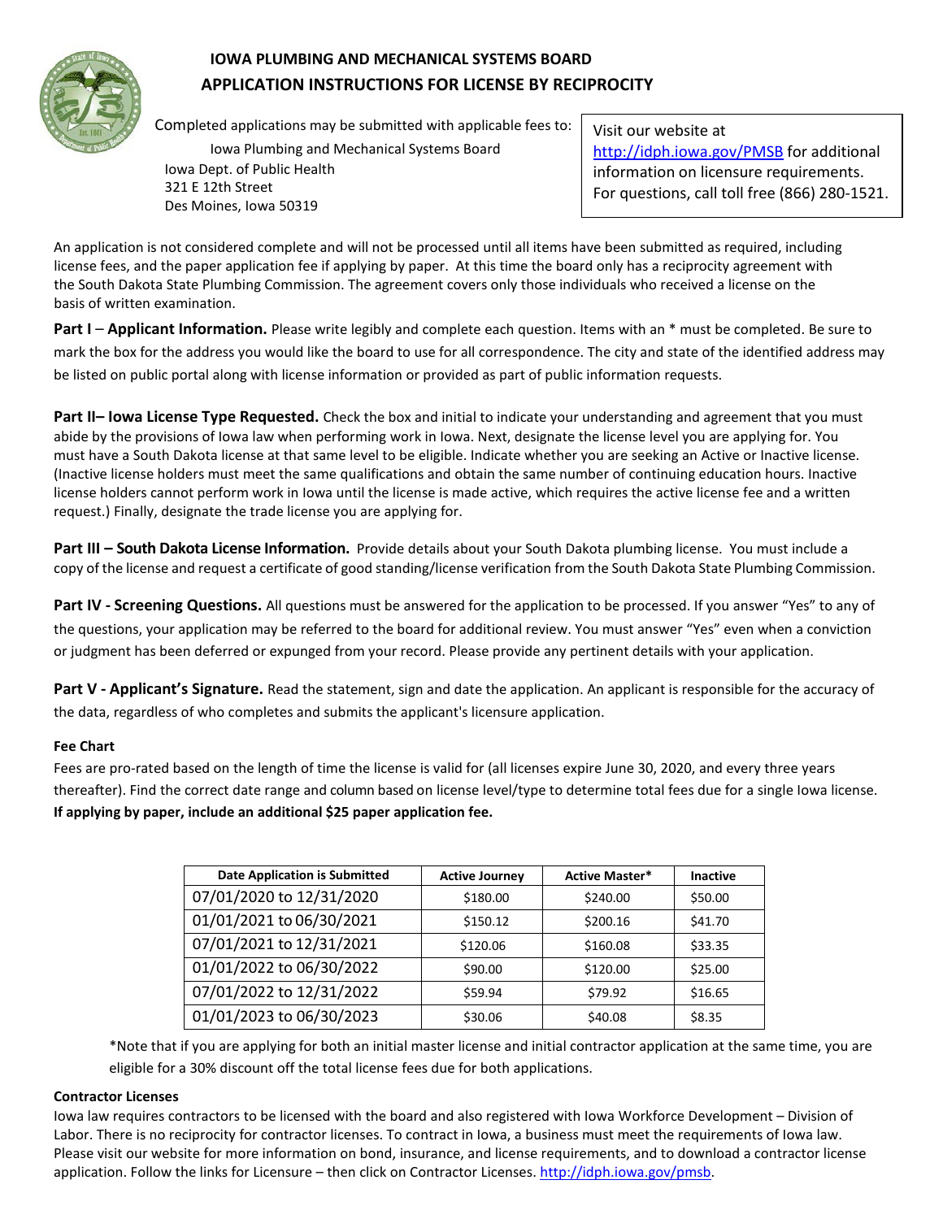# IOWA PLUMBING AND MECHANICAL SYSTEMS BOARD

## APPLICATION INSTRUCTIONS FOR LICENSE BY RECIPROCITY

Completed applications may be submitted with applicable fees to:

Iowa Plumbing and Mechanical Systems Board
Iowa Dept. of Public Health
321 E 12th Street
Des Moines, Iowa 50319

Visit our website at http://idph.iowa.gov/PMSB for additional information on licensure requirements. For questions, call toll free (866) 280-1521.

An application is not considered complete and will not be processed until all items have been submitted as required, including license fees, and the paper application fee if applying by paper. At this time the board only has a reciprocity agreement with the South Dakota State Plumbing Commission. The agreement covers only those individuals who received a license on the basis of written examination.

**Part I** – **Applicant Information.** Please write legibly and complete each question. Items with an * must be completed. Be sure to mark the box for the address you would like the board to use for all correspondence. The city and state of the identified address may be listed on public portal along with license information or provided as part of public information requests.

**Part II– Iowa License Type Requested.** Check the box and initial to indicate your understanding and agreement that you must abide by the provisions of Iowa law when performing work in Iowa. Next, designate the license level you are applying for. You must have a South Dakota license at that same level to be eligible. Indicate whether you are seeking an Active or Inactive license. (Inactive license holders must meet the same qualifications and obtain the same number of continuing education hours. Inactive license holders cannot perform work in Iowa until the license is made active, which requires the active license fee and a written request.) Finally, designate the trade license you are applying for.

**Part III – South Dakota License Information.** Provide details about your South Dakota plumbing license. You must include a copy of the license and request a certificate of good standing/license verification from the South Dakota State Plumbing Commission.

**Part IV - Screening Questions.** All questions must be answered for the application to be processed. If you answer "Yes" to any of the questions, your application may be referred to the board for additional review. You must answer "Yes" even when a conviction or judgment has been deferred or expunged from your record. Please provide any pertinent details with your application.

**Part V - Applicant's Signature.** Read the statement, sign and date the application. An applicant is responsible for the accuracy of the data, regardless of who completes and submits the applicant's licensure application.

**Fee Chart**

Fees are pro-rated based on the length of time the license is valid for (all licenses expire June 30, 2020, and every three years thereafter). Find the correct date range and column based on license level/type to determine total fees due for a single Iowa license. **If applying by paper, include an additional $25 paper application fee.**

| Date Application is Submitted | Active Journey | Active Master* | Inactive |
|---|---|---|---|
| 07/01/2020 to 12/31/2020 | $180.00 | $240.00 | $50.00 |
| 01/01/2021 to 06/30/2021 | $150.12 | $200.16 | $41.70 |
| 07/01/2021 to 12/31/2021 | $120.06 | $160.08 | $33.35 |
| 01/01/2022 to 06/30/2022 | $90.00 | $120.00 | $25.00 |
| 07/01/2022 to 12/31/2022 | $59.94 | $79.92 | $16.65 |
| 01/01/2023 to 06/30/2023 | $30.06 | $40.08 | $8.35 |

*Note that if you are applying for both an initial master license and initial contractor application at the same time, you are eligible for a 30% discount off the total license fees due for both applications.

**Contractor Licenses**

Iowa law requires contractors to be licensed with the board and also registered with Iowa Workforce Development – Division of Labor. There is no reciprocity for contractor licenses. To contract in Iowa, a business must meet the requirements of Iowa law. Please visit our website for more information on bond, insurance, and license requirements, and to download a contractor license application. Follow the links for Licensure – then click on Contractor Licenses. http://idph.iowa.gov/pmsb.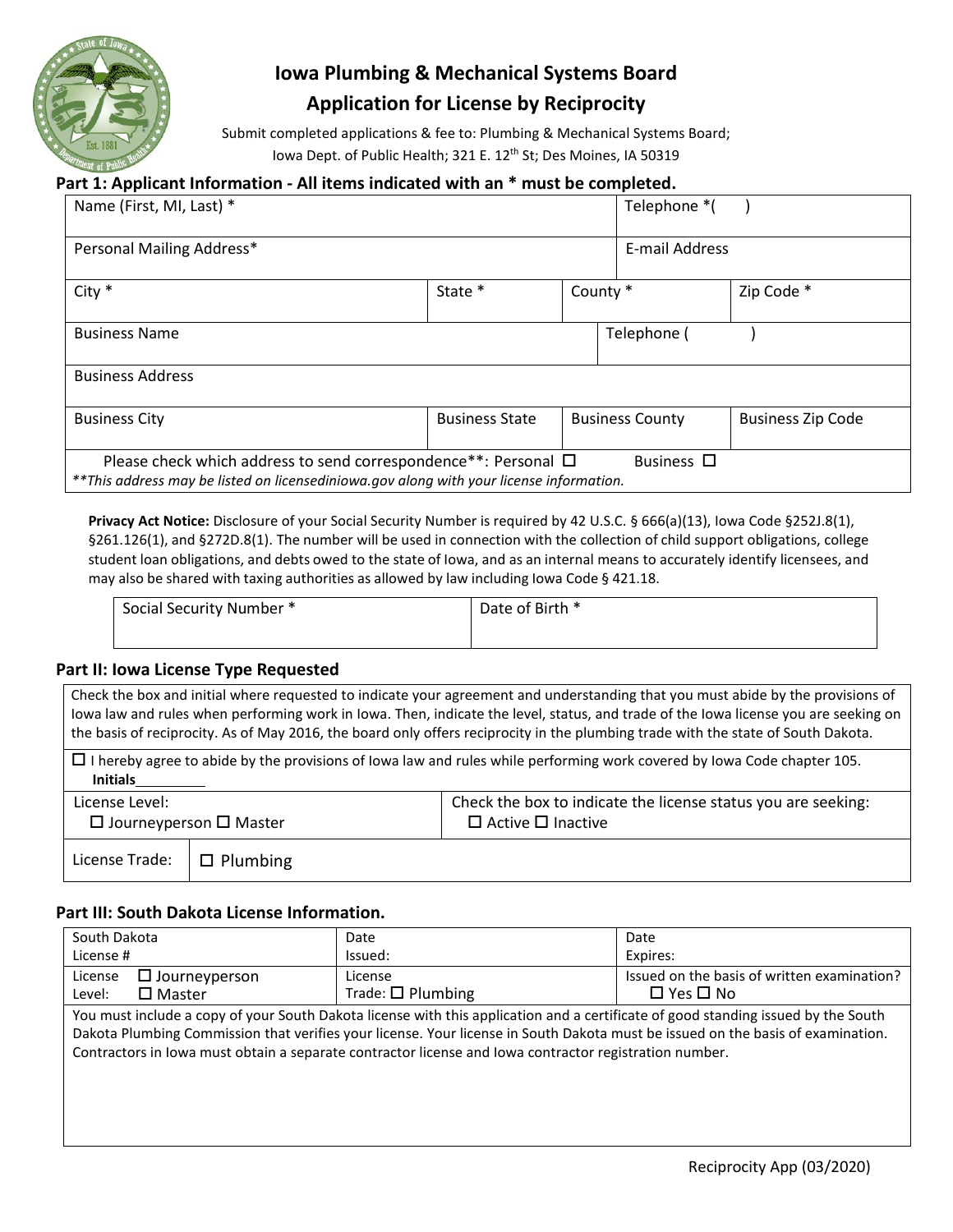# Iowa Plumbing & Mechanical Systems Board

## Application for License by Reciprocity

Submit completed applications & fee to: Plumbing & Mechanical Systems Board; Iowa Dept. of Public Health; 321 E. 12th St; Des Moines, IA 50319

### Part 1: Applicant Information - All items indicated with an * must be completed.

| Name (First, MI, Last) * | | | Telephone *( ) |
|---|---|---|---|
| Personal Mailing Address* | | | E-mail Address |
| City * | State * | County * | Zip Code * |
| Business Name | | | Telephone ( ) |
| Business Address | | | |
| Business City | Business State | Business County | Business Zip Code |
| Please check which address to send correspondence**: Personal ☐ Business ☐ | | | |

*\*\*This address may be listed on licensediniowa.gov along with your license information.*

**Privacy Act Notice:** Disclosure of your Social Security Number is required by 42 U.S.C. § 666(a)(13), Iowa Code §252J.8(1), §261.126(1), and §272D.8(1). The number will be used in connection with the collection of child support obligations, college student loan obligations, and debts owed to the state of Iowa, and as an internal means to accurately identify licensees, and may also be shared with taxing authorities as allowed by law including Iowa Code § 421.18.

| Social Security Number * | Date of Birth * |
|---|---|
| | |

### Part II: Iowa License Type Requested

Check the box and initial where requested to indicate your agreement and understanding that you must abide by the provisions of Iowa law and rules when performing work in Iowa. Then, indicate the level, status, and trade of the Iowa license you are seeking on the basis of reciprocity. As of May 2016, the board only offers reciprocity in the plumbing trade with the state of South Dakota.

☐ I hereby agree to abide by the provisions of Iowa law and rules while performing work covered by Iowa Code chapter 105.
**Initials**_________

| License Level: ☐ Journeyperson ☐ Master | Check the box to indicate the license status you are seeking: ☐ Active ☐ Inactive |
|---|---|
| License Trade: ☐ Plumbing | |

### Part III: South Dakota License Information.

| South Dakota License # | Date Issued: | Date Expires: |
|---|---|---|
| License Level: ☐ Journeyperson ☐ Master | License Trade: ☐ Plumbing | Issued on the basis of written examination? ☐ Yes ☐ No |

You must include a copy of your South Dakota license with this application and a certificate of good standing issued by the South Dakota Plumbing Commission that verifies your license. Your license in South Dakota must be issued on the basis of examination. Contractors in Iowa must obtain a separate contractor license and Iowa contractor registration number.

Reciprocity App (03/2020)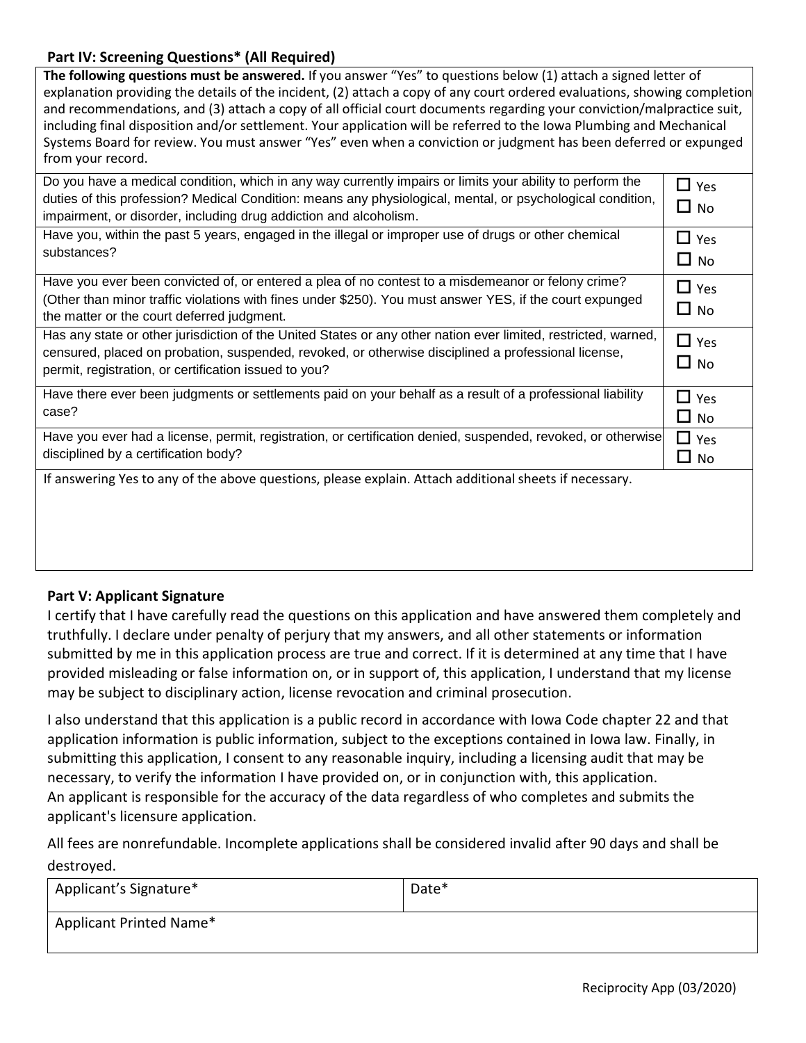## Part IV: Screening Questions* (All Required)

**The following questions must be answered.** If you answer "Yes" to questions below (1) attach a signed letter of explanation providing the details of the incident, (2) attach a copy of any court ordered evaluations, showing completion and recommendations, and (3) attach a copy of all official court documents regarding your conviction/malpractice suit, including final disposition and/or settlement. Your application will be referred to the Iowa Plumbing and Mechanical Systems Board for review. You must answer "Yes" even when a conviction or judgment has been deferred or expunged from your record.

| | |
|---|---|
| Do you have a medical condition, which in any way currently impairs or limits your ability to perform the duties of this profession? Medical Condition: means any physiological, mental, or psychological condition, impairment, or disorder, including drug addiction and alcoholism. | ☐ Yes ☐ No |
| Have you, within the past 5 years, engaged in the illegal or improper use of drugs or other chemical substances? | ☐ Yes ☐ No |
| Have you ever been convicted of, or entered a plea of no contest to a misdemeanor or felony crime? (Other than minor traffic violations with fines under $250). You must answer YES, if the court expunged the matter or the court deferred judgment. | ☐ Yes ☐ No |
| Has any state or other jurisdiction of the United States or any other nation ever limited, restricted, warned, censured, placed on probation, suspended, revoked, or otherwise disciplined a professional license, permit, registration, or certification issued to you? | ☐ Yes ☐ No |
| Have there ever been judgments or settlements paid on your behalf as a result of a professional liability case? | ☐ Yes ☐ No |
| Have you ever had a license, permit, registration, or certification denied, suspended, revoked, or otherwise disciplined by a certification body? | ☐ Yes ☐ No |

If answering Yes to any of the above questions, please explain. Attach additional sheets if necessary.

## Part V: Applicant Signature

I certify that I have carefully read the questions on this application and have answered them completely and truthfully. I declare under penalty of perjury that my answers, and all other statements or information submitted by me in this application process are true and correct. If it is determined at any time that I have provided misleading or false information on, or in support of, this application, I understand that my license may be subject to disciplinary action, license revocation and criminal prosecution.

I also understand that this application is a public record in accordance with Iowa Code chapter 22 and that application information is public information, subject to the exceptions contained in Iowa law. Finally, in submitting this application, I consent to any reasonable inquiry, including a licensing audit that may be necessary, to verify the information I have provided on, or in conjunction with, this application.
An applicant is responsible for the accuracy of the data regardless of who completes and submits the applicant's licensure application.

All fees are nonrefundable. Incomplete applications shall be considered invalid after 90 days and shall be destroyed.

| | |
|---|---|
| Applicant's Signature* | Date* |
| Applicant Printed Name* | |

Reciprocity App (03/2020)